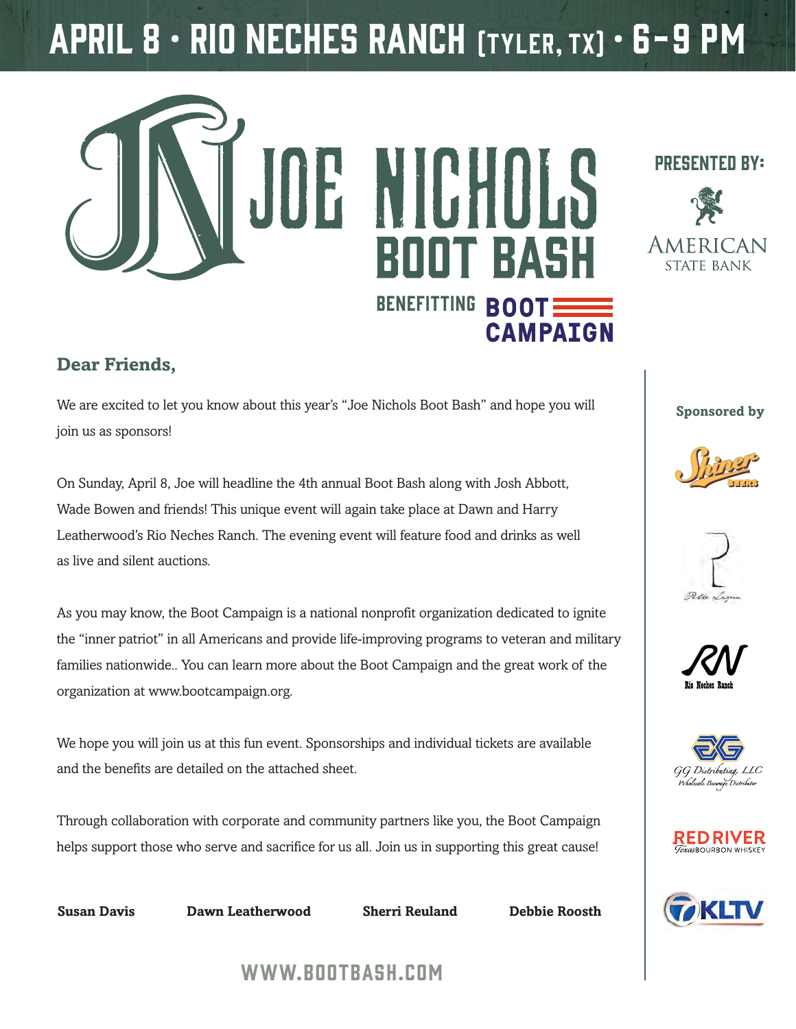# APRIL 8 • RIO NECHES RANCH (TYLER, TX) • 6–9 PM

# JOE NICHOLS BOOT BASH

BENEFITTING BOOT CAMPAIGN

PRESENTED BY:

AMERICAN STATE BANK

## Dear Friends,

We are excited to let you know about this year's "Joe Nichols Boot Bash" and hope you will join us as sponsors!

On Sunday, April 8, Joe will headline the 4th annual Boot Bash along with Josh Abbott, Wade Bowen and friends! This unique event will again take place at Dawn and Harry Leatherwood's Rio Neches Ranch. The evening event will feature food and drinks as well as live and silent auctions.

As you may know, the Boot Campaign is a national nonprofit organization dedicated to ignite the "inner patriot" in all Americans and provide life-improving programs to veteran and military families nationwide.. You can learn more about the Boot Campaign and the great work of the organization at www.bootcampaign.org.

We hope you will join us at this fun event. Sponsorships and individual tickets are available and the benefits are detailed on the attached sheet.

Through collaboration with corporate and community partners like you, the Boot Campaign helps support those who serve and sacrifice for us all. Join us in supporting this great cause!

**Susan Davis** **Dawn Leatherwood** **Sherri Reuland** **Debbie Roosth**

WWW.BOOTBASH.COM

**Sponsored by**

Shiner Beers

Pete Lagna

Rio Neches Ranch

GG Distributing, LLC — Wholesale Beverage Distributor

RED RIVER Texas BOURBON WHISKEY

KLTV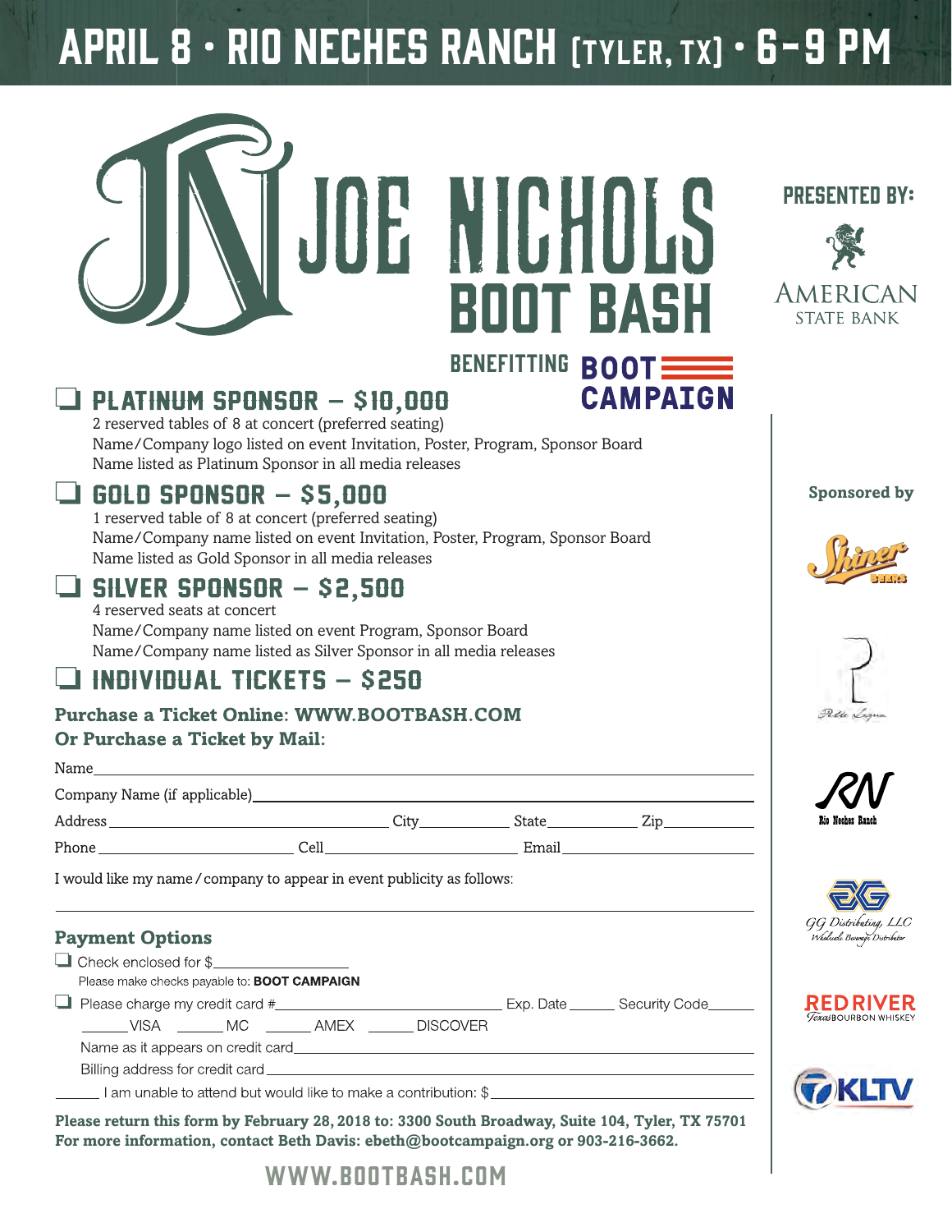# APRIL 8 • RIO NECHES RANCH [TYLER, TX] • 6–9 PM

# JOE NICHOLS BOOT BASH

BENEFITTING BOOT CAMPAIGN

PRESENTED BY: AMERICAN STATE BANK

## ❑ PLATINUM SPONSOR – $10,000

2 reserved tables of 8 at concert (preferred seating)
Name/Company logo listed on event Invitation, Poster, Program, Sponsor Board
Name listed as Platinum Sponsor in all media releases

## ❑ GOLD SPONSOR – $5,000

1 reserved table of 8 at concert (preferred seating)
Name/Company name listed on event Invitation, Poster, Program, Sponsor Board
Name listed as Gold Sponsor in all media releases

## ❑ SILVER SPONSOR – $2,500

4 reserved seats at concert
Name/Company name listed on event Program, Sponsor Board
Name/Company name listed as Silver Sponsor in all media releases

## ❑ INDIVIDUAL TICKETS – $250

**Purchase a Ticket Online: WWW.BOOTBASH.COM**
**Or Purchase a Ticket by Mail:**

Name\_\_\_\_\_\_\_\_\_\_\_\_\_\_\_\_\_\_\_\_\_\_\_\_\_\_\_\_\_\_\_\_\_\_\_\_\_\_\_\_

Company Name (if applicable)\_\_\_\_\_\_\_\_\_\_\_\_\_\_\_\_\_\_\_\_\_\_\_\_\_\_\_\_

Address\_\_\_\_\_\_\_\_\_\_\_\_\_\_\_\_\_\_ City\_\_\_\_\_\_\_\_ State\_\_\_\_\_\_ Zip\_\_\_\_\_\_

Phone\_\_\_\_\_\_\_\_\_\_\_\_\_ Cell\_\_\_\_\_\_\_\_\_\_\_\_\_\_ Email\_\_\_\_\_\_\_\_\_\_\_\_\_

I would like my name / company to appear in event publicity as follows:

\_\_\_\_\_\_\_\_\_\_\_\_\_\_\_\_\_\_\_\_\_\_\_\_\_\_\_\_\_\_\_\_\_\_\_\_\_\_\_\_\_\_\_\_\_\_\_\_

### Payment Options

❑ Check enclosed for $\_\_\_\_\_\_\_\_\_\_\_\_
Please make checks payable to: **BOOT CAMPAIGN**

❑ Please charge my credit card #\_\_\_\_\_\_\_\_\_\_\_\_\_\_\_\_ Exp. Date\_\_\_\_\_ Security Code\_\_\_\_\_

\_\_\_\_\_ VISA \_\_\_\_\_ MC \_\_\_\_\_ AMEX \_\_\_\_\_ DISCOVER

Name as it appears on credit card\_\_\_\_\_\_\_\_\_\_\_\_\_\_\_\_\_\_\_\_\_\_\_\_\_\_\_\_

Billing address for credit card\_\_\_\_\_\_\_\_\_\_\_\_\_\_\_\_\_\_\_\_\_\_\_\_\_\_\_\_\_\_

\_\_\_\_\_ I am unable to attend but would like to make a contribution: $\_\_\_\_\_\_\_\_\_\_\_\_\_\_\_\_

**Please return this form by February 28, 2018 to: 3300 South Broadway, Suite 104, Tyler, TX 75701**
**For more information, contact Beth Davis: ebeth@bootcampaign.org or 903-216-3662.**

WWW.BOOTBASH.COM

**Sponsored by**

Shiner Beers

Pete Lagna

RN Rio Neches Ranch

GG Distributing, LLC Wholesale Beverage Distributor

RED RIVER Texas BOURBON WHISKEY

KLTV